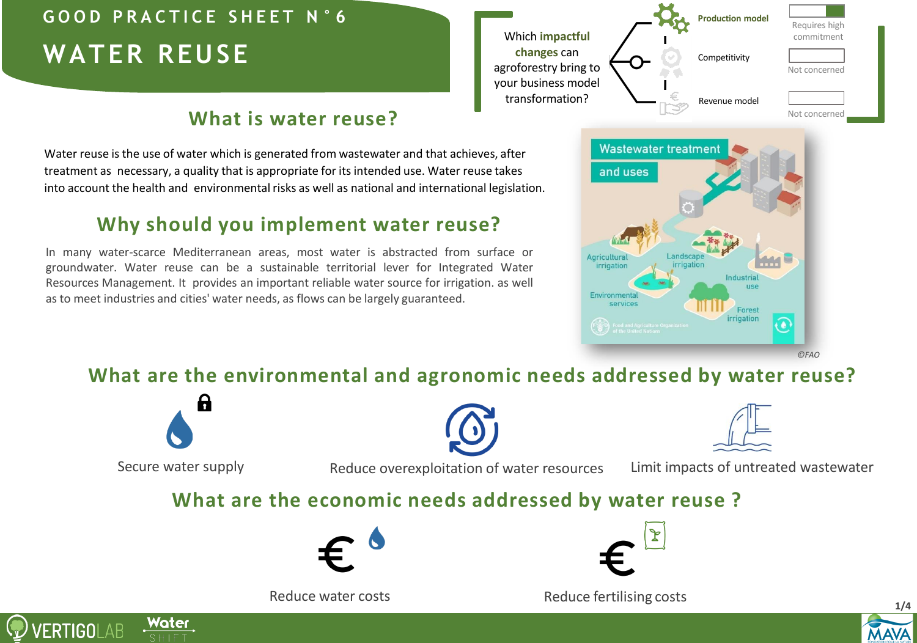# GOOD PRACTICE SHEET N°6

# WATER REUSE

Which **impactful changes** can agroforestry bring to your business model transformation?

| | |
|---|---|
| Production model | Requires high commitment |
| Competitivity | Not concerned |
| Revenue model | Not concerned |

## What is water reuse?

Water reuse is the use of water which is generated from wastewater and that achieves, after treatment as necessary, a quality that is appropriate for its intended use. Water reuse takes into account the health and environmental risks as well as national and international legislation.

## Why should you implement water reuse?

In many water-scarce Mediterranean areas, most water is abstracted from surface or groundwater. Water reuse can be a sustainable territorial lever for Integrated Water Resources Management. It provides an important reliable water source for irrigation. as well as to meet industries and cities' water needs, as flows can be largely guaranteed.

Wastewater treatment and uses

Agricultural irrigation — Landscape irrigation — Industrial use — Environmental services — Forest irrigation

©FAO

## What are the environmental and agronomic needs addressed by water reuse?

- Secure water supply
- Reduce overexploitation of water resources
- Limit impacts of untreated wastewater

## What are the economic needs addressed by water reuse ?

- Reduce water costs
- Reduce fertilising costs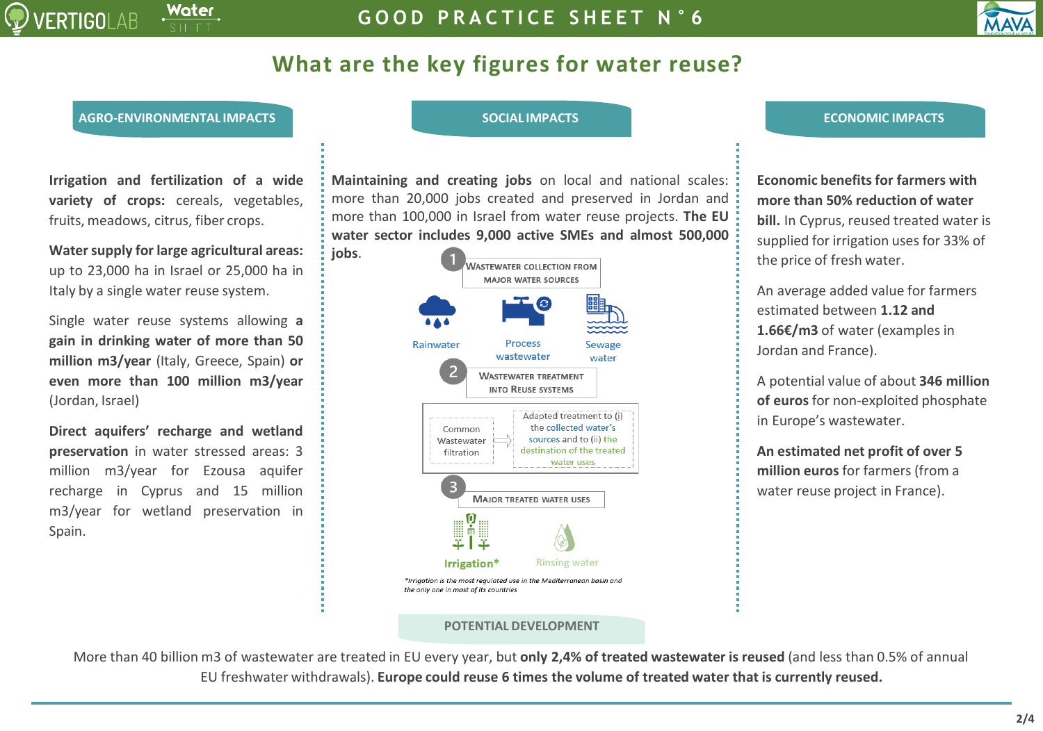# What are the key figures for water reuse?

## AGRO-ENVIRONMENTAL IMPACTS

**Irrigation and fertilization of a wide variety of crops:** cereals, vegetables, fruits, meadows, citrus, fiber crops.

**Water supply for large agricultural areas:** up to 23,000 ha in Israel or 25,000 ha in Italy by a single water reuse system.

Single water reuse systems allowing **a gain in drinking water of more than 50 million m3/year** (Italy, Greece, Spain) **or even more than 100 million m3/year** (Jordan, Israel)

**Direct aquifers' recharge and wetland preservation** in water stressed areas: 3 million m3/year for Ezousa aquifer recharge in Cyprus and 15 million m3/year for wetland preservation in Spain.

## SOCIAL IMPACTS

**Maintaining and creating jobs** on local and national scales: more than 20,000 jobs created and preserved in Jordan and more than 100,000 in Israel from water reuse projects. **The EU water sector includes 9,000 active SMEs and almost 500,000 jobs**.

1. WASTEWATER COLLECTION FROM MAJOR WATER SOURCES
   - Rainwater
   - Process wastewater
   - Sewage water
2. WASTEWATER TREATMENT INTO REUSE SYSTEMS
   - Common Wastewater filtration ⇒ Adapted treatment to (i) the collected water's sources and to (ii) the destination of the treated water uses
3. MAJOR TREATED WATER USES
   - Irrigation*
   - Rinsing water

*\*Irrigation is the most regulated use in the Mediterranean basin and the only one in most of its countries*

## ECONOMIC IMPACTS

**Economic benefits for farmers with more than 50% reduction of water bill.** In Cyprus, reused treated water is supplied for irrigation uses for 33% of the price of fresh water.

An average added value for farmers estimated between **1.12 and 1.66€/m3** of water (examples in Jordan and France).

A potential value of about **346 million of euros** for non-exploited phosphate in Europe's wastewater.

**An estimated net profit of over 5 million euros** for farmers (from a water reuse project in France).

## POTENTIAL DEVELOPMENT

More than 40 billion m3 of wastewater are treated in EU every year, but **only 2,4% of treated wastewater is reused** (and less than 0.5% of annual EU freshwater withdrawals). **Europe could reuse 6 times the volume of treated water that is currently reused.**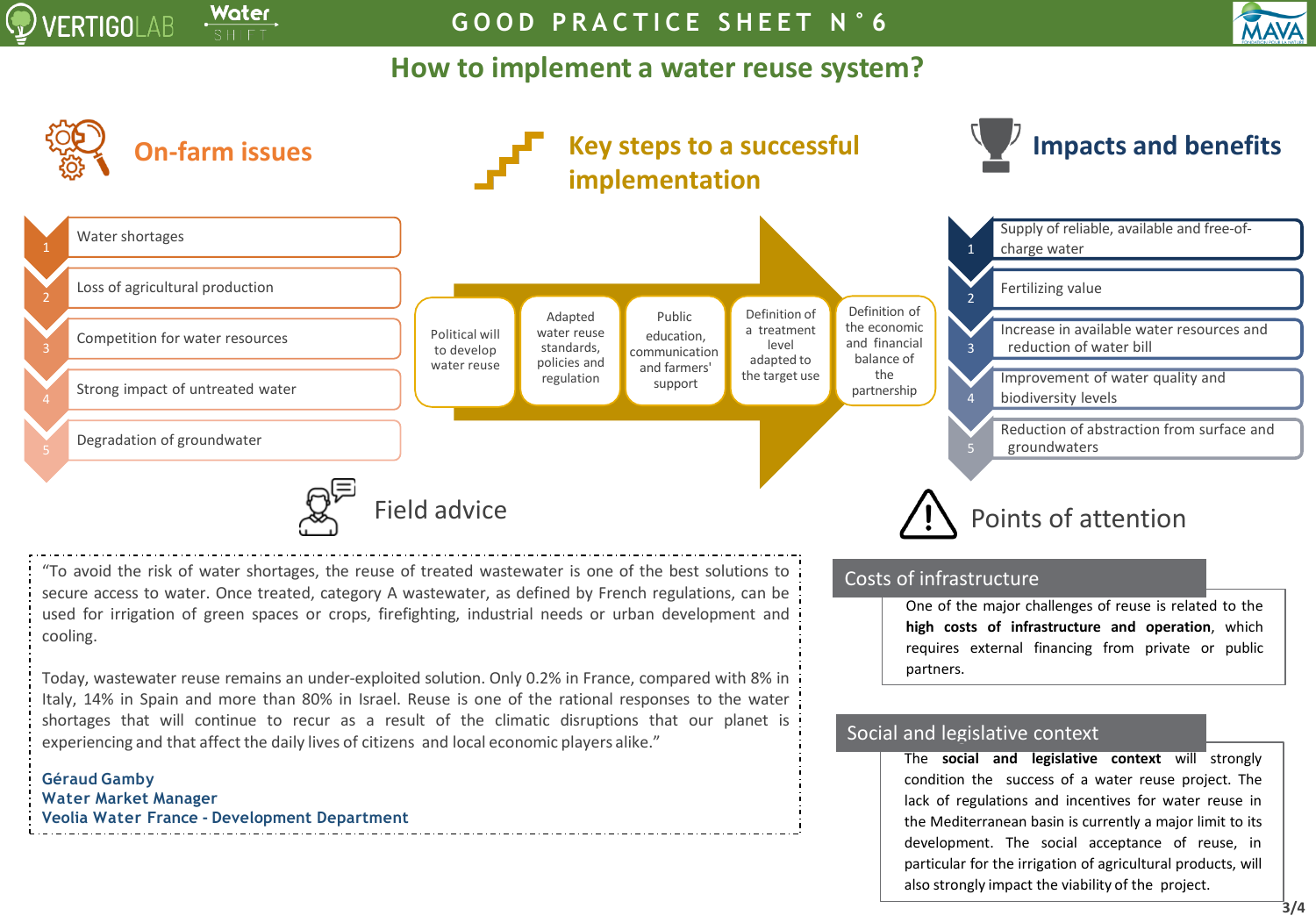# GOOD PRACTICE SHEET N°6

## How to implement a water reuse system?

### On-farm issues

1. Water shortages
2. Loss of agricultural production
3. Competition for water resources
4. Strong impact of untreated water
5. Degradation of groundwater

### Key steps to a successful implementation

- Political will to develop water reuse
- Adapted water reuse standards, policies and regulation
- Public education, communication and farmers' support
- Definition of a treatment level adapted to the target use
- Definition of the economic and financial balance of the partnership

### Impacts and benefits

1. Supply of reliable, available and free-of-charge water
2. Fertilizing value
3. Increase in available water resources and reduction of water bill
4. Improvement of water quality and biodiversity levels
5. Reduction of abstraction from surface and groundwaters

### Field advice

"To avoid the risk of water shortages, the reuse of treated wastewater is one of the best solutions to secure access to water. Once treated, category A wastewater, as defined by French regulations, can be used for irrigation of green spaces or crops, firefighting, industrial needs or urban development and cooling.

Today, wastewater reuse remains an under-exploited solution. Only 0.2% in France, compared with 8% in Italy, 14% in Spain and more than 80% in Israel. Reuse is one of the rational responses to the water shortages that will continue to recur as a result of the climatic disruptions that our planet is experiencing and that affect the daily lives of citizens and local economic players alike."

**Géraud Gamby**
**Water Market Manager**
**Veolia Water France - Development Department**

### Points of attention

#### Costs of infrastructure

One of the major challenges of reuse is related to the **high costs of infrastructure and operation**, which requires external financing from private or public partners.

#### Social and legislative context

The **social and legislative context** will strongly condition the success of a water reuse project. The lack of regulations and incentives for water reuse in the Mediterranean basin is currently a major limit to its development. The social acceptance of reuse, in particular for the irrigation of agricultural products, will also strongly impact the viability of the project.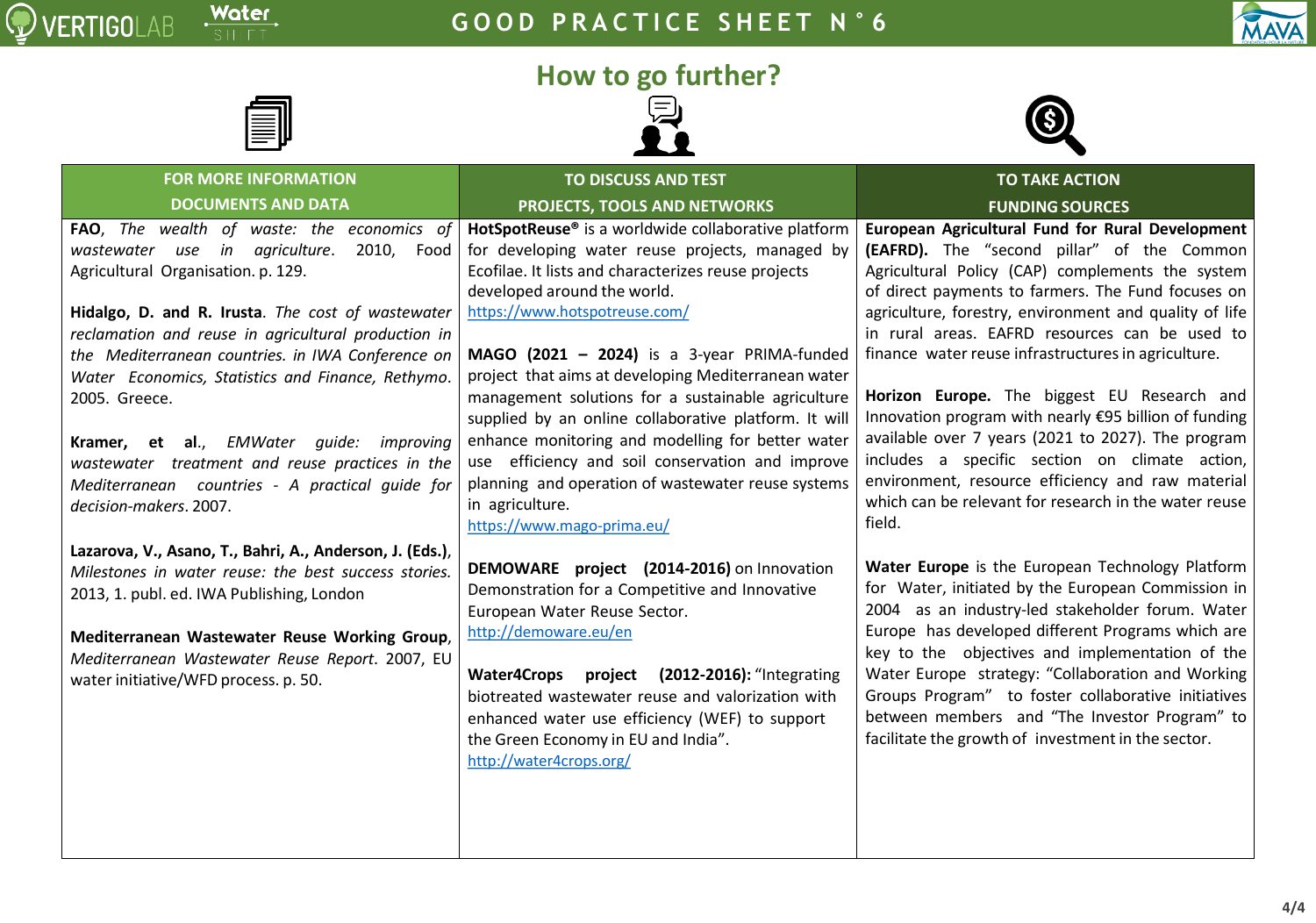# GOOD PRACTICE SHEET N°6

## How to go further?

| FOR MORE INFORMATION<br>DOCUMENTS AND DATA | TO DISCUSS AND TEST<br>PROJECTS, TOOLS AND NETWORKS | TO TAKE ACTION<br>FUNDING SOURCES |
|---|---|---|
| **FAO**, *The wealth of waste: the economics of wastewater use in agriculture*. 2010, Food Agricultural Organisation. p. 129.<br><br>**Hidalgo, D. and R. Irusta**. *The cost of wastewater reclamation and reuse in agricultural production in the Mediterranean countries. in IWA Conference on Water Economics, Statistics and Finance, Rethymo*. 2005. Greece.<br><br>**Kramer, et al.**, *EMWater guide: improving wastewater treatment and reuse practices in the Mediterranean countries - A practical guide for decision-makers*. 2007.<br><br>**Lazarova, V., Asano, T., Bahri, A., Anderson, J. (Eds.)**, *Milestones in water reuse: the best success stories*. 2013, 1. publ. ed. IWA Publishing, London<br><br>**Mediterranean Wastewater Reuse Working Group**, *Mediterranean Wastewater Reuse Report*. 2007, EU water initiative/WFD process. p. 50. | **HotSpotReuse®** is a worldwide collaborative platform for developing water reuse projects, managed by Ecofilae. It lists and characterizes reuse projects developed around the world.<br>https://www.hotspotreuse.com/<br><br>**MAGO (2021 – 2024)** is a 3-year PRIMA-funded project that aims at developing Mediterranean water management solutions for a sustainable agriculture supplied by an online collaborative platform. It will enhance monitoring and modelling for better water use efficiency and soil conservation and improve planning and operation of wastewater reuse systems in agriculture.<br>https://www.mago-prima.eu/<br><br>**DEMOWARE project (2014-2016)** on Innovation Demonstration for a Competitive and Innovative European Water Reuse Sector.<br>http://demoware.eu/en<br><br>**Water4Crops project (2012-2016):** "Integrating biotreated wastewater reuse and valorization with enhanced water use efficiency (WEF) to support the Green Economy in EU and India".<br>http://water4crops.org/ | **European Agricultural Fund for Rural Development (EAFRD).** The "second pillar" of the Common Agricultural Policy (CAP) complements the system of direct payments to farmers. The Fund focuses on agriculture, forestry, environment and quality of life in rural areas. EAFRD resources can be used to finance water reuse infrastructures in agriculture.<br><br>**Horizon Europe.** The biggest EU Research and Innovation program with nearly €95 billion of funding available over 7 years (2021 to 2027). The program includes a specific section on climate action, environment, resource efficiency and raw material which can be relevant for research in the water reuse field.<br><br>**Water Europe** is the European Technology Platform for Water, initiated by the European Commission in 2004 as an industry-led stakeholder forum. Water Europe has developed different Programs which are key to the objectives and implementation of the Water Europe strategy: "Collaboration and Working Groups Program" to foster collaborative initiatives between members and "The Investor Program" to facilitate the growth of investment in the sector. |